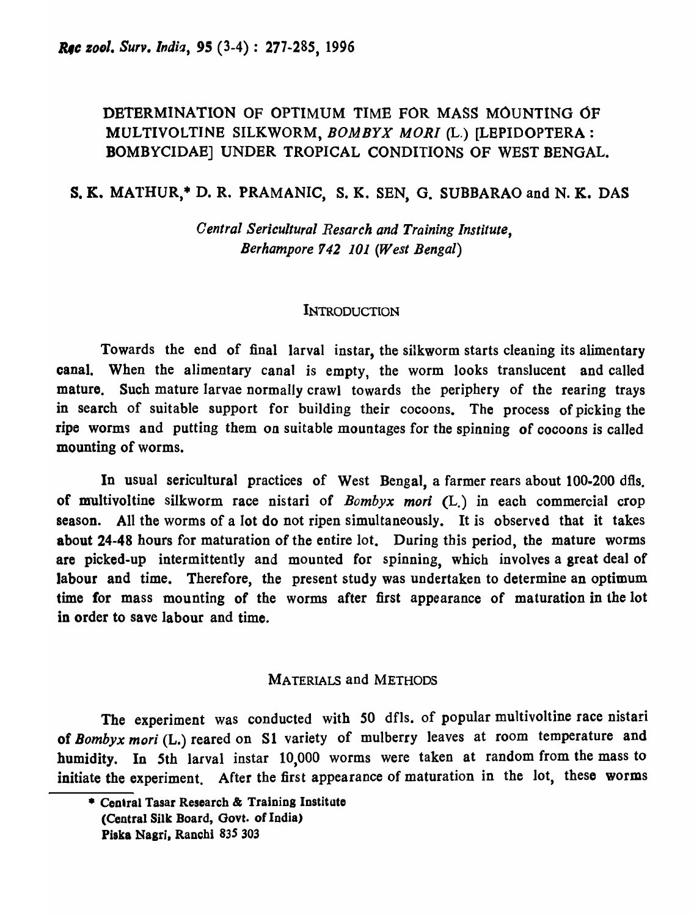# DETERMINATION OF OPTIMUM TIME FOR MASS MOUNTING OF MULTIVOLTINE SILKWORM, *BOMBYX MORI* (L.) [LEPIDOPTERA : BOMBYCIDAE] UNDER TROPICAL CONDITIONS OF WEST BENGAL.

**S. K. MATHUR,* D. R. PRAMANIC, S. K. SEN, G. SUBBARAO and N. K. DAS**

*Central Sericultural Resarch and Training Institute, Berhampore 742 101 (West Bengal)*

## INTRODUCTION

Towards the end of final larval instar, the silkworm starts cleaning its alimentary canal. When the alimentary canal is empty, the worm looks translucent and called mature. Such mature larvae normally crawl towards the periphery of the rearing trays in search of suitable support for building their cocoons. The process of picking the ripe worms and putting them on suitable mountages for the spinning of cocoons is called mounting of worms.

In usual sericultural practices of West Bengal, a farmer rears about 100-200 dfls. of multivoltine silkworm race nistari of *Bombyx mori* (L.) in each commercial crop season. All the worms of a lot do not ripen simultaneously. It is observed that it takes about 24-48 hours for maturation of the entire lot. During this period, the mature worms are picked-up intermittently and mounted for spinning, which involves a great deal of labour and time. Therefore, the present study was undertaken to determine an optimum time for mass mounting of the worms after first appearance of maturation in the lot in order to save labour and time.

## MATERIALS and METHODS

The experiment was conducted with 50 dfls. of popular multivoltine race nistari of *Bombyx mori* (L.) reared on S1 variety of mulberry leaves at room temperature and humidity. In 5th larval instar 10,000 worms were taken at random from the mass to initiate the experiment. After the first appearance of maturation in the lot, these worms

\* Central Tasar Research & Training Institute
(Central Silk Board, Govt. of India)
Piska Nagri, Ranchi 835 303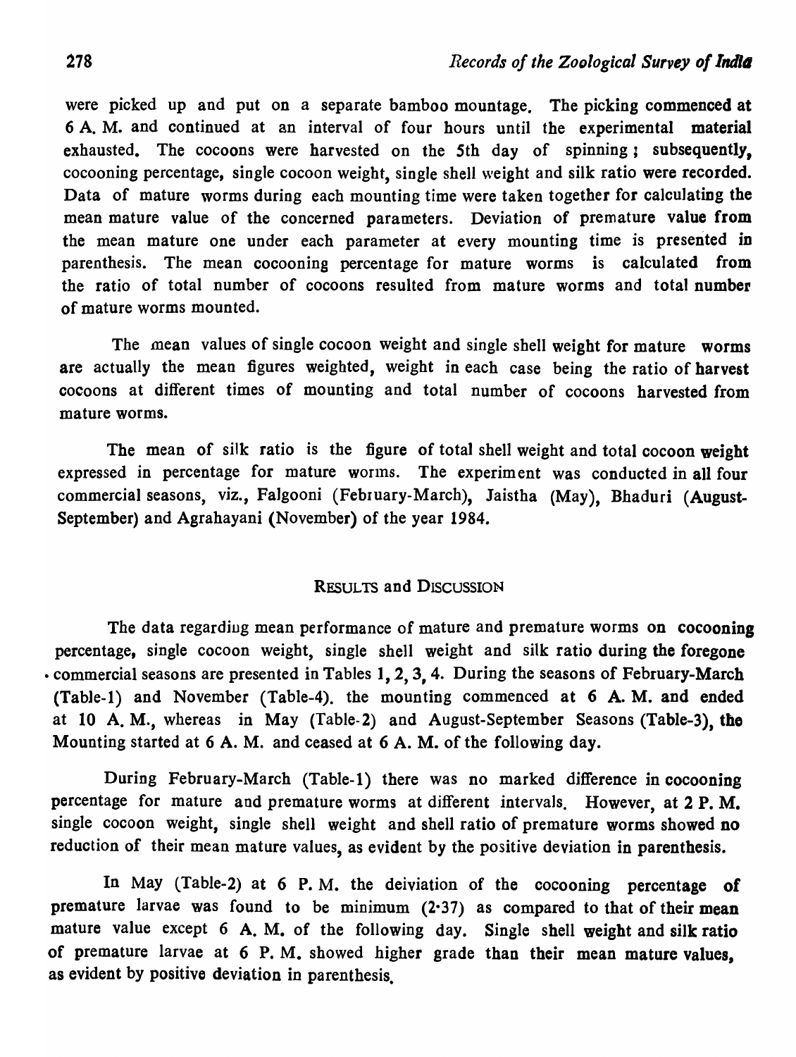were picked up and put on a separate bamboo mountage. The picking commenced at 6 A. M. and continued at an interval of four hours until the experimental material exhausted. The cocoons were harvested on the 5th day of spinning; subsequently, cocooning percentage, single cocoon weight, single shell weight and silk ratio were recorded. Data of mature worms during each mounting time were taken together for calculating the mean mature value of the concerned parameters. Deviation of premature value from the mean mature one under each parameter at every mounting time is presented in parenthesis. The mean cocooning percentage for mature worms is calculated from the ratio of total number of cocoons resulted from mature worms and total number of mature worms mounted.

The mean values of single cocoon weight and single shell weight for mature worms are actually the mean figures weighted, weight in each case being the ratio of harvest cocoons at different times of mounting and total number of cocoons harvested from mature worms.

The mean of silk ratio is the figure of total shell weight and total cocoon weight expressed in percentage for mature worms. The experiment was conducted in all four commercial seasons, viz., Falgooni (February-March), Jaistha (May), Bhaduri (August-September) and Agrahayani (November) of the year 1984.

## RESULTS and DISCUSSION

The data regardiug mean performance of mature and premature worms on cocooning percentage, single cocoon weight, single shell weight and silk ratio during the foregone commercial seasons are presented in Tables 1, 2, 3, 4. During the seasons of February-March (Table-1) and November (Table-4). the mounting commenced at 6 A. M. and ended at 10 A. M., whereas in May (Table-2) and August-September Seasons (Table-3), the Mounting started at 6 A. M. and ceased at 6 A. M. of the following day.

During February-March (Table-1) there was no marked difference in cocooning percentage for mature and premature worms at different intervals. However, at 2 P. M. single cocoon weight, single shell weight and shell ratio of premature worms showed no reduction of their mean mature values, as evident by the positive deviation in parenthesis.

In May (Table-2) at 6 P. M. the deiviation of the cocooning percentage of premature larvae was found to be minimum (2·37) as compared to that of their mean mature value except 6 A. M. of the following day. Single shell weight and silk ratio of premature larvae at 6 P. M. showed higher grade than their mean mature values, as evident by positive deviation in parenthesis.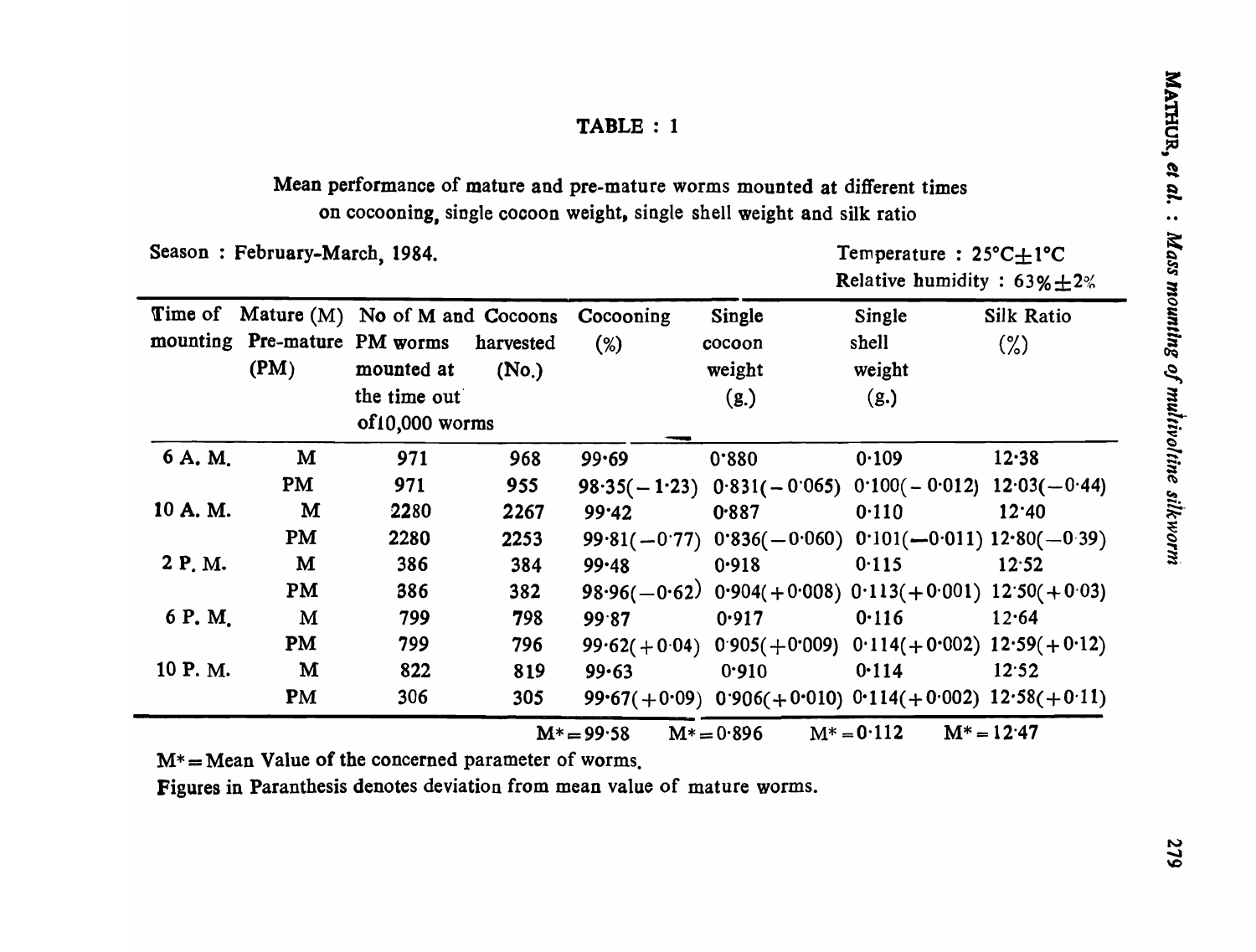## TABLE : 1

Mean performance of mature and pre-mature worms mounted at different times on cocooning, single cocoon weight, single shell weight and silk ratio

Season : February-March, 1984.

Temperature : 25°C±1°C
Relative humidity : 63%±2%

| Time of mounting | Mature (M) Pre-mature (PM) | No of M and PM worms mounted at the time out of10,000 worms | Cocoons harvested (No.) | Cocooning (%) | Single cocoon weight (g.) | Single shell weight (g.) | Silk Ratio (%) |
|---|---|---|---|---|---|---|---|
| 6 A. M. | M | 971 | 968 | 99·69 | 0·880 | 0·109 | 12·38 |
| | PM | 971 | 955 | 98·35(−1·23) | 0·831(−0·065) | 0·100(−0·012) | 12·03(−0·44) |
| 10 A. M. | M | 2280 | 2267 | 99·42 | 0·887 | 0·110 | 12·40 |
| | PM | 2280 | 2253 | 99·81(−0·77) | 0·836(−0·060) | 0·101(−0·011) | 12·80(−0·39) |
| 2 P. M. | M | 386 | 384 | 99·48 | 0·918 | 0·115 | 12·52 |
| | PM | 386 | 382 | 98·96(−0·62) | 0·904(+0·008) | 0·113(+0·001) | 12·50(+0·03) |
| 6 P. M. | M | 799 | 798 | 99·87 | 0·917 | 0·116 | 12·64 |
| | PM | 799 | 796 | 99·62(+0·04) | 0·905(+0·009) | 0·114(+0·002) | 12·59(+0·12) |
| 10 P. M. | M | 822 | 819 | 99·63 | 0·910 | 0·114 | 12·52 |
| | PM | 306 | 305 | 99·67(+0·09) | 0·906(+0·010) | 0·114(+0·002) | 12·58(+0·11) |
| | | | | M* = 99·58 | M* = 0·896 | M* = 0·112 | M* = 12·47 |

M* = Mean Value of the concerned parameter of worms.

Figures in Paranthesis denotes deviation from mean value of mature worms.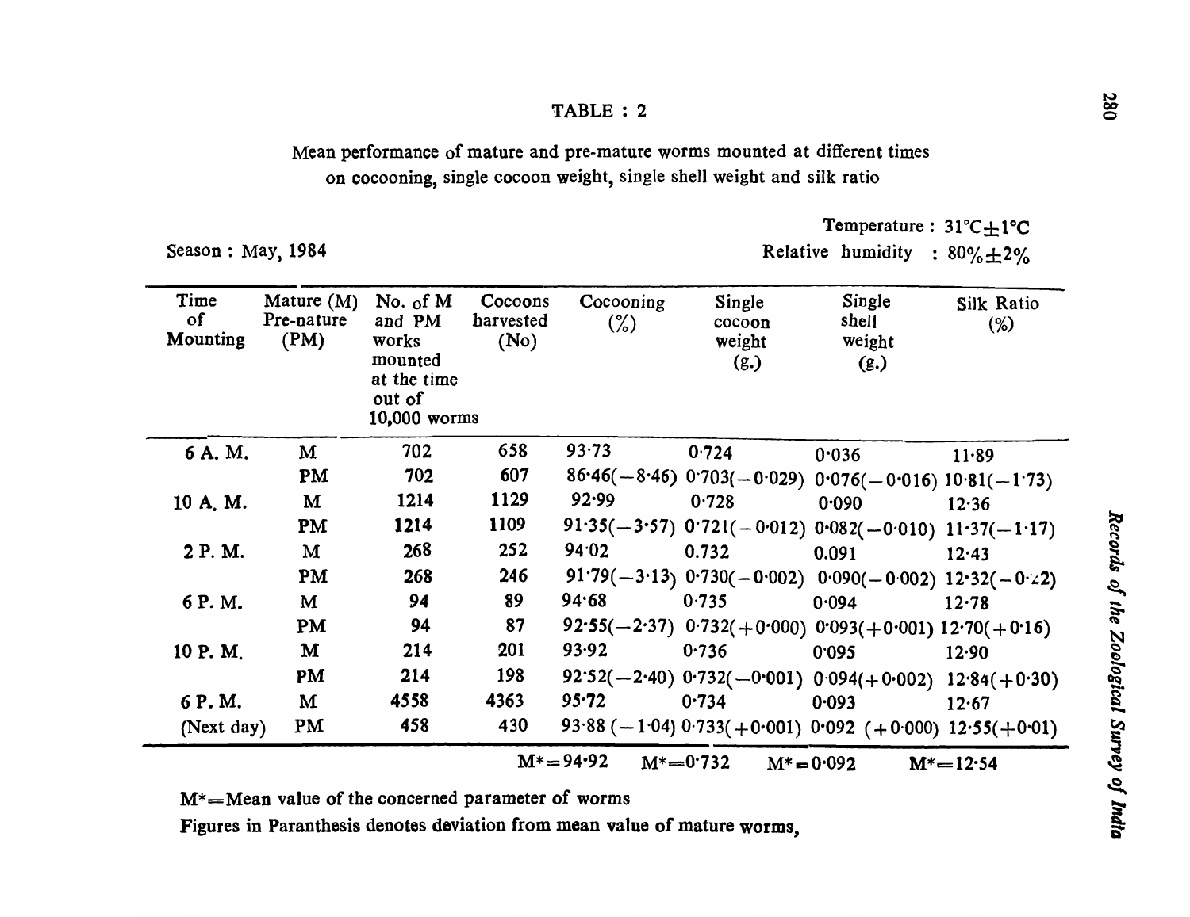## TABLE : 2

Mean performance of mature and pre-mature worms mounted at different times on cocooning, single cocoon weight, single shell weight and silk ratio

Season : May, 1984

Temperature : 31°C±1°C
Relative humidity : 80%±2%

| Time of Mounting | Mature (M) Pre-nature (PM) | No. of M and PM works mounted at the time out of 10,000 worms | Cocoons harvested (No) | Cocooning (%) | Single cocoon weight (g.) | Single shell weight (g.) | Silk Ratio (%) |
|---|---|---|---|---|---|---|---|
| 6 A. M. | M | 702 | 658 | 93·73 | 0·724 | 0·036 | 11·89 |
| | PM | 702 | 607 | 86·46(−8·46) | 0·703(−0·029) | 0·076(−0·016) | 10·81(−1·73) |
| 10 A. M. | M | 1214 | 1129 | 92·99 | 0·728 | 0·090 | 12·36 |
| | PM | 1214 | 1109 | 91·35(−3·57) | 0·721(−0·012) | 0·082(−0·010) | 11·37(−1·17) |
| 2 P. M. | M | 268 | 252 | 94·02 | 0.732 | 0.091 | 12·43 |
| | PM | 268 | 246 | 91·79(−3·13) | 0·730(−0·002) | 0·090(−0·002) | 12·32(−0·22) |
| 6 P. M. | M | 94 | 89 | 94·68 | 0·735 | 0·094 | 12·78 |
| | PM | 94 | 87 | 92·55(−2·37) | 0·732(+0·000) | 0·093(+0·001) | 12·70(+0·16) |
| 10 P. M. | M | 214 | 201 | 93·92 | 0·736 | 0·095 | 12·90 |
| | PM | 214 | 198 | 92·52(−2·40) | 0·732(−0·001) | 0·094(+0·002) | 12·84(+0·30) |
| 6 P. M. | M | 4558 | 4363 | 95·72 | 0·734 | 0·093 | 12·67 |
| (Next day) | PM | 458 | 430 | 93·88 (−1·04) | 0·733(+0·001) | 0·092 (+0·000) | 12·55(+0·01) |
| | | | | M*=94·92 | M*=0·732 | M*=0·092 | M*=12·54 |

M*=Mean value of the concerned parameter of worms

Figures in Paranthesis denotes deviation from mean value of mature worms,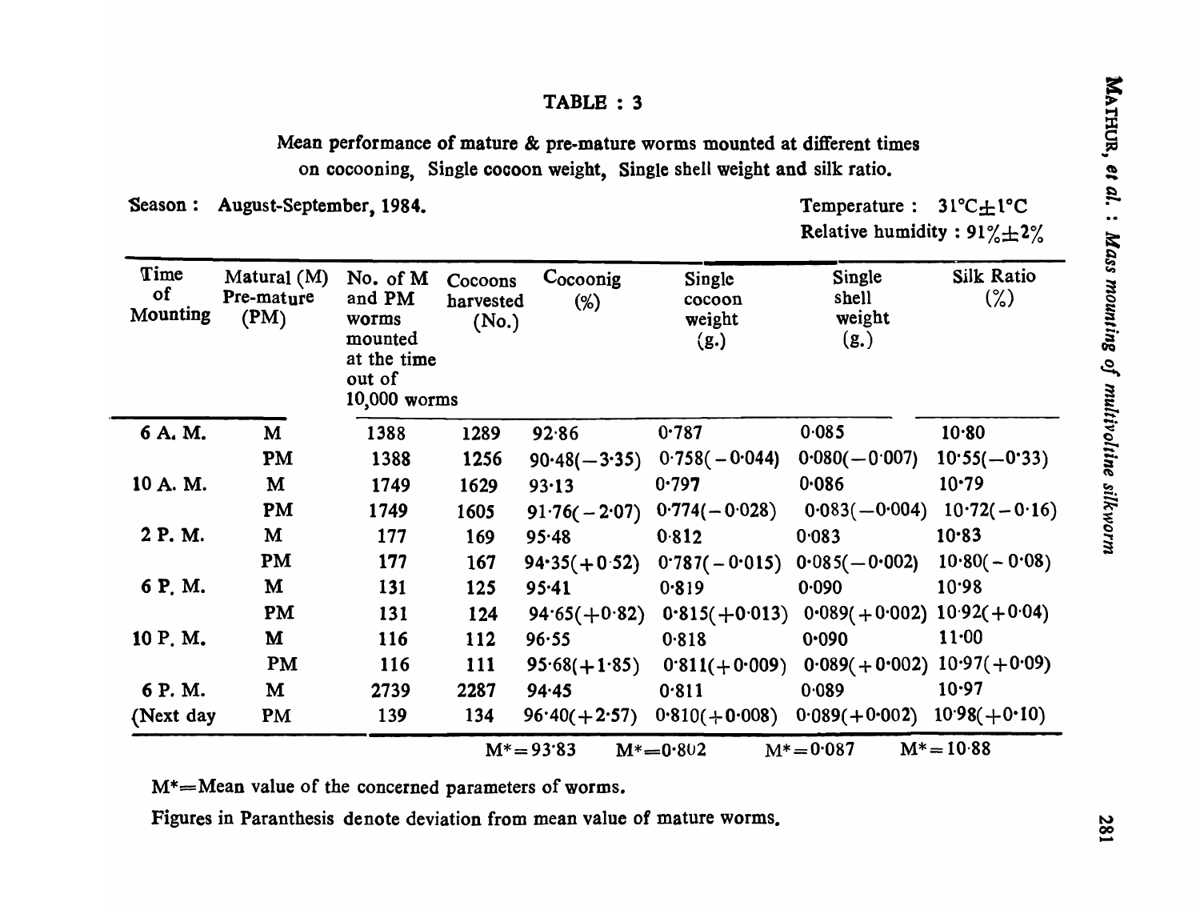### TABLE : 3

Mean performance of mature & pre-mature worms mounted at different times on cocooning, Single cocoon weight, Single shell weight and silk ratio.

Season : August-September, 1984. Temperature : 31°C±1°C

Relative humidity : 91%±2%

| Time of Mounting | Matural (M) Pre-mature (PM) | No. of M and PM worms mounted at the time out of 10,000 worms | Cocoons harvested (No.) | Cocoonig (%) | Single cocoon weight (g.) | Single shell weight (g.) | Silk Ratio (%) |
|---|---|---|---|---|---|---|---|
| 6 A. M. | M | 1388 | 1289 | 92·86 | 0·787 | 0·085 | 10·80 |
| | PM | 1388 | 1256 | 90·48(−3·35) | 0·758(−0·044) | 0·080(−0·007) | 10·55(−0·33) |
| 10 A. M. | M | 1749 | 1629 | 93·13 | 0·797 | 0·086 | 10·79 |
| | PM | 1749 | 1605 | 91·76(−2·07) | 0·774(−0·028) | 0·083(−0·004) | 10·72(−0·16) |
| 2 P. M. | M | 177 | 169 | 95·48 | 0·812 | 0·083 | 10·83 |
| | PM | 177 | 167 | 94·35(+0·52) | 0·787(−0·015) | 0·085(−0·002) | 10·80(−0·08) |
| 6 P. M. | M | 131 | 125 | 95·41 | 0·819 | 0·090 | 10·98 |
| | PM | 131 | 124 | 94·65(+0·82) | 0·815(+0·013) | 0·089(+0·002) | 10·92(+0·04) |
| 10 P. M. | M | 116 | 112 | 96·55 | 0·818 | 0·090 | 11·00 |
| | PM | 116 | 111 | 95·68(+1·85) | 0·811(+0·009) | 0·089(+0·002) | 10·97(+0·09) |
| 6 P. M. | M | 2739 | 2287 | 94·45 | 0·811 | 0·089 | 10·97 |
| (Next day | PM | 139 | 134 | 96·40(+2·57) | 0·810(+0·008) | 0·089(+0·002) | 10·98(+0·10) |
| | | | | M*=93·83 | M*=0·802 | M*=0·087 | M*=10·88 |

M*=Mean value of the concerned parameters of worms.

Figures in Paranthesis denote deviation from mean value of mature worms.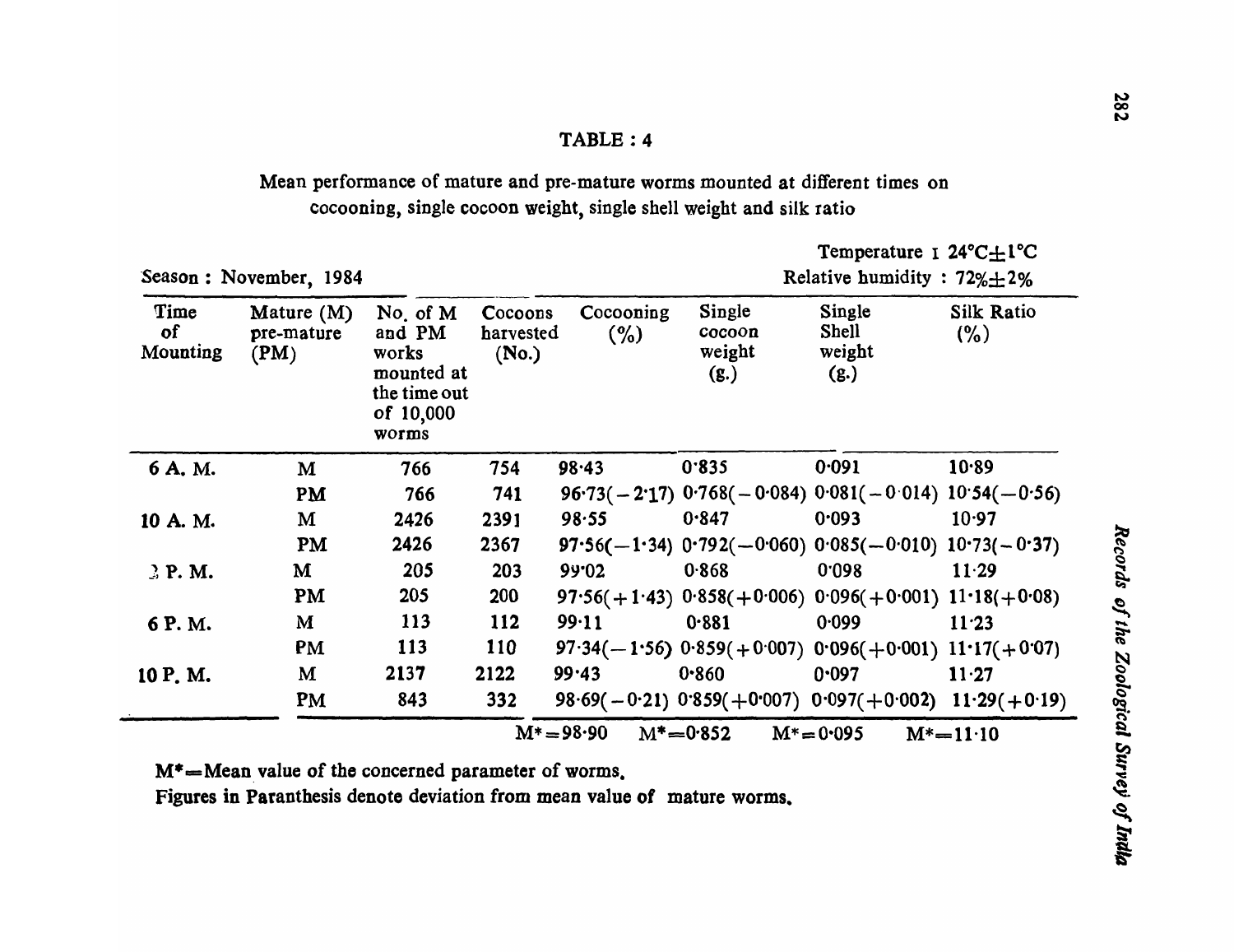## TABLE : 4

Mean performance of mature and pre-mature worms mounted at different times on cocooning, single cocoon weight, single shell weight and silk ratio

Season : November, 1984

Temperature : 24°C±1°C
Relative humidity : 72%±2%

| Time of Mounting | Mature (M) pre-mature (PM) | No. of M and PM works mounted at the time out of 10,000 worms | Cocoons harvested (No.) | Cocooning (%) | Single cocoon weight (g.) | Single Shell weight (g.) | Silk Ratio (%) |
|---|---|---|---|---|---|---|---|
| 6 A. M. | M | 766 | 754 | 98·43 | 0·835 | 0·091 | 10·89 |
| | PM | 766 | 741 | 96·73(−2·17) | 0·768(−0·084) | 0·081(−0·014) | 10·54(−0·56) |
| 10 A. M. | M | 2426 | 2391 | 98·55 | 0·847 | 0·093 | 10·97 |
| | PM | 2426 | 2367 | 97·56(−1·34) | 0·792(−0·060) | 0·085(−0·010) | 10·73(−0·37) |
| 2 P. M. | M | 205 | 203 | 99·02 | 0·868 | 0·098 | 11·29 |
| | PM | 205 | 200 | 97·56(+1·43) | 0·858(+0·006) | 0·096(+0·001) | 11·18(+0·08) |
| 6 P. M. | M | 113 | 112 | 99·11 | 0·881 | 0·099 | 11·23 |
| | PM | 113 | 110 | 97·34(−1·56) | 0·859(+0·007) | 0·096(+0·001) | 11·17(+0·07) |
| 10 P. M. | M | 2137 | 2122 | 99·43 | 0·860 | 0·097 | 11·27 |
| | PM | 843 | 332 | 98·69(−0·21) | 0·859(+0·007) | 0·097(+0·002) | 11·29(+0·19) |
| | | | | M*=98·90 | M*=0·852 | M*=0·095 | M*=11·10 |

M* = Mean value of the concerned parameter of worms.

Figures in Paranthesis denote deviation from mean value of mature worms.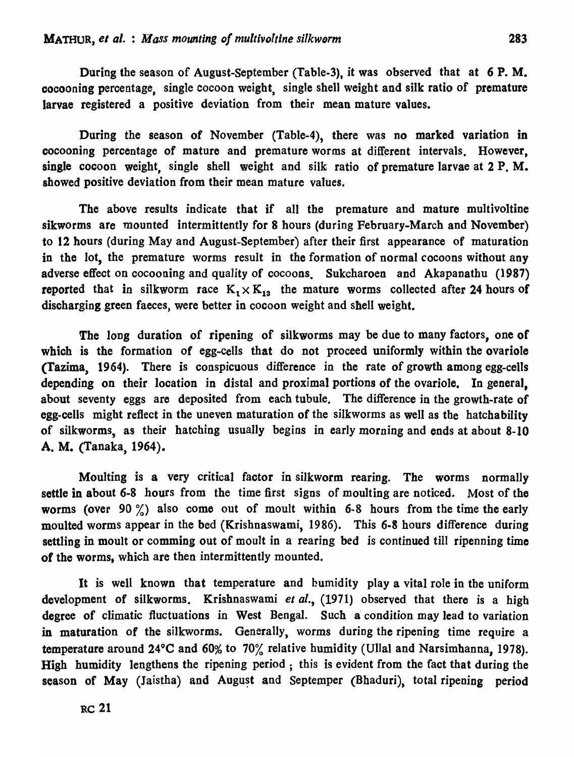During the season of August-September (Table-3), it was observed that at 6 P. M. cocooning percentage, single cocoon weight, single shell weight and silk ratio of premature larvae registered a positive deviation from their mean mature values.

During the season of November (Table-4), there was no marked variation in cocooning percentage of mature and premature worms at different intervals. However, single cocoon weight, single shell weight and silk ratio of premature larvae at 2 P. M. showed positive deviation from their mean mature values.

The above results indicate that if all the premature and mature multivoltine sikworms are mounted intermittently for 8 hours (during February-March and November) to 12 hours (during May and August-September) after their first appearance of maturation in the lot, the premature worms result in the formation of normal cocoons without any adverse effect on cocooning and quality of cocoons. Sukcharoen and Akapanathu (1987) reported that in silkworm race $K_1 \times K_{13}$ the mature worms collected after 24 hours of discharging green faeces, were better in cocoon weight and shell weight.

The long duration of ripening of silkworms may be due to many factors, one of which is the formation of egg-cells that do not proceed uniformly within the ovariole (Tazima, 1964). There is conspicuous difference in the rate of growth among egg-cells depending on their location in distal and proximal portions of the ovariole. In general, about seventy eggs are deposited from each tubule. The difference in the growth-rate of egg-cells might reflect in the uneven maturation of the silkworms as well as the hatchability of silkworms, as their hatching usually begins in early morning and ends at about 8-10 A. M. (Tanaka, 1964).

Moulting is a very critical factor in silkworm rearing. The worms normally settle in about 6-8 hours from the time first signs of moulting are noticed. Most of the worms (over 90 %) also come out of moult within 6-8 hours from the time the early moulted worms appear in the bed (Krishnaswami, 1986). This 6-8 hours difference during settling in moult or comming out of moult in a rearing bed is continued till ripenning time of the worms, which are then intermittently mounted.

It is well known that temperature and humidity play a vital role in the uniform development of silkworms. Krishnaswami *et al.*, (1971) observed that there is a high degree of climatic fluctuations in West Bengal. Such a condition may lead to variation in maturation of the silkworms. Generally, worms during the ripening time require a temperature around 24°C and 60% to 70% relative humidity (Ullal and Narsimhanna, 1978). High humidity lengthens the ripening period ; this is evident from the fact that during the season of May (Jaistha) and August and Septemper (Bhaduri), total ripening period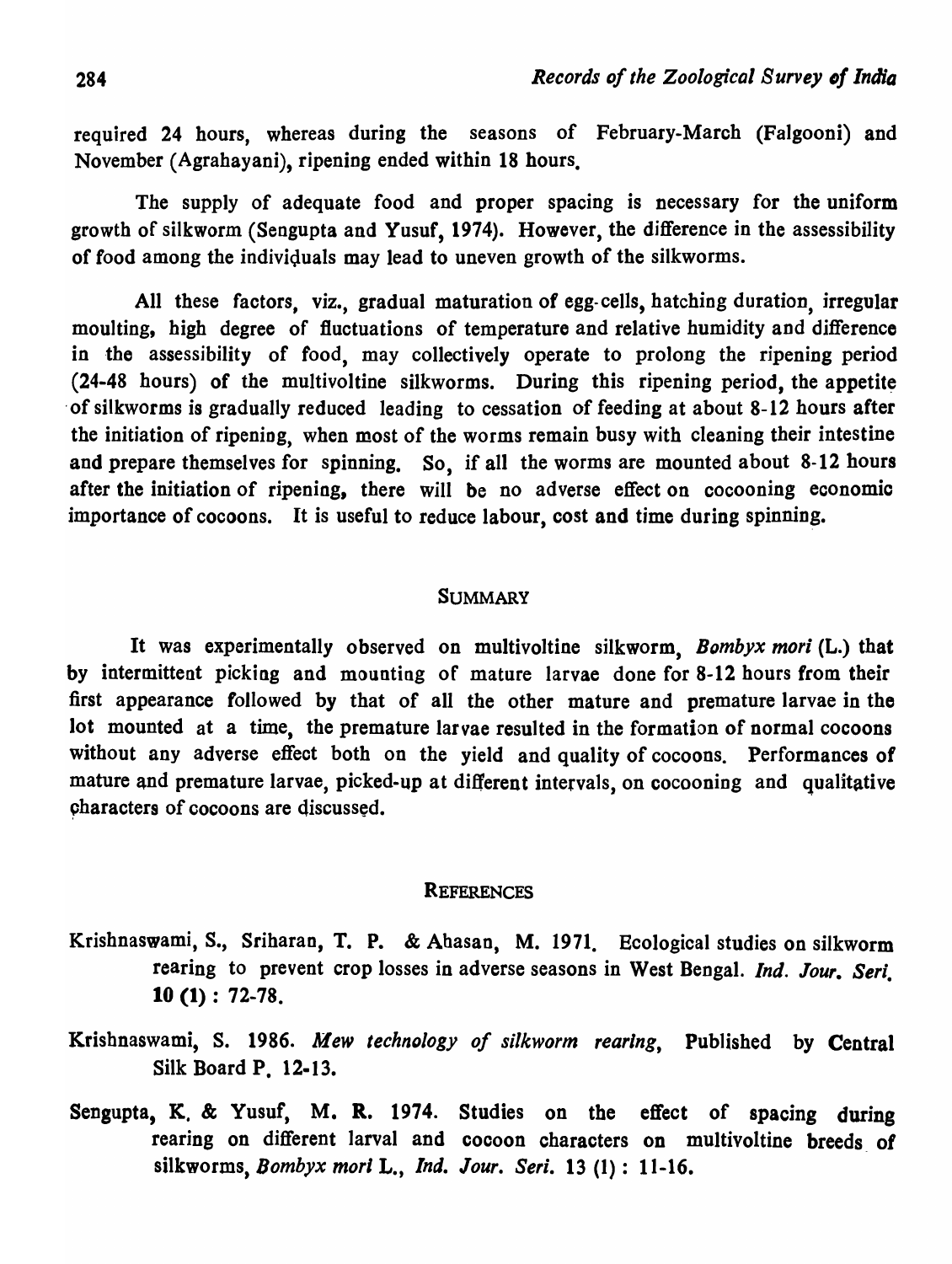required 24 hours, whereas during the seasons of February-March (Falgooni) and November (Agrahayani), ripening ended within 18 hours.

The supply of adequate food and proper spacing is necessary for the uniform growth of silkworm (Sengupta and Yusuf, 1974). However, the difference in the assessibility of food among the individuals may lead to uneven growth of the silkworms.

All these factors, viz., gradual maturation of egg-cells, hatching duration, irregular moulting, high degree of fluctuations of temperature and relative humidity and difference in the assessibility of food, may collectively operate to prolong the ripening period (24-48 hours) of the multivoltine silkworms. During this ripening period, the appetite of silkworms is gradually reduced leading to cessation of feeding at about 8-12 hours after the initiation of ripening, when most of the worms remain busy with cleaning their intestine and prepare themselves for spinning. So, if all the worms are mounted about 8-12 hours after the initiation of ripening, there will be no adverse effect on cocooning economic importance of cocoons. It is useful to reduce labour, cost and time during spinning.

## SUMMARY

It was experimentally observed on multivoltine silkworm, *Bombyx mori* (L.) that by intermittent picking and mounting of mature larvae done for 8-12 hours from their first appearance followed by that of all the other mature and premature larvae in the lot mounted at a time, the premature larvae resulted in the formation of normal cocoons without any adverse effect both on the yield and quality of cocoons. Performances of mature and premature larvae, picked-up at different intervals, on cocooning and qualitative characters of cocoons are discussed.

## REFERENCES

Krishnaswami, S., Sriharan, T. P. & Ahasan, M. 1971. Ecological studies on silkworm rearing to prevent crop losses in adverse seasons in West Bengal. *Ind. Jour. Seri.* **10 (1)** : 72-78.

Krishnaswami, S. 1986. *Mew technology of silkworm rearing*, Published by Central Silk Board P. 12-13.

Sengupta, K. & Yusuf, M. R. 1974. Studies on the effect of spacing during rearing on different larval and cocoon characters on multivoltine breeds of silkworms, *Bombyx mori* L., *Ind. Jour. Seri.* 13 (1) : 11-16.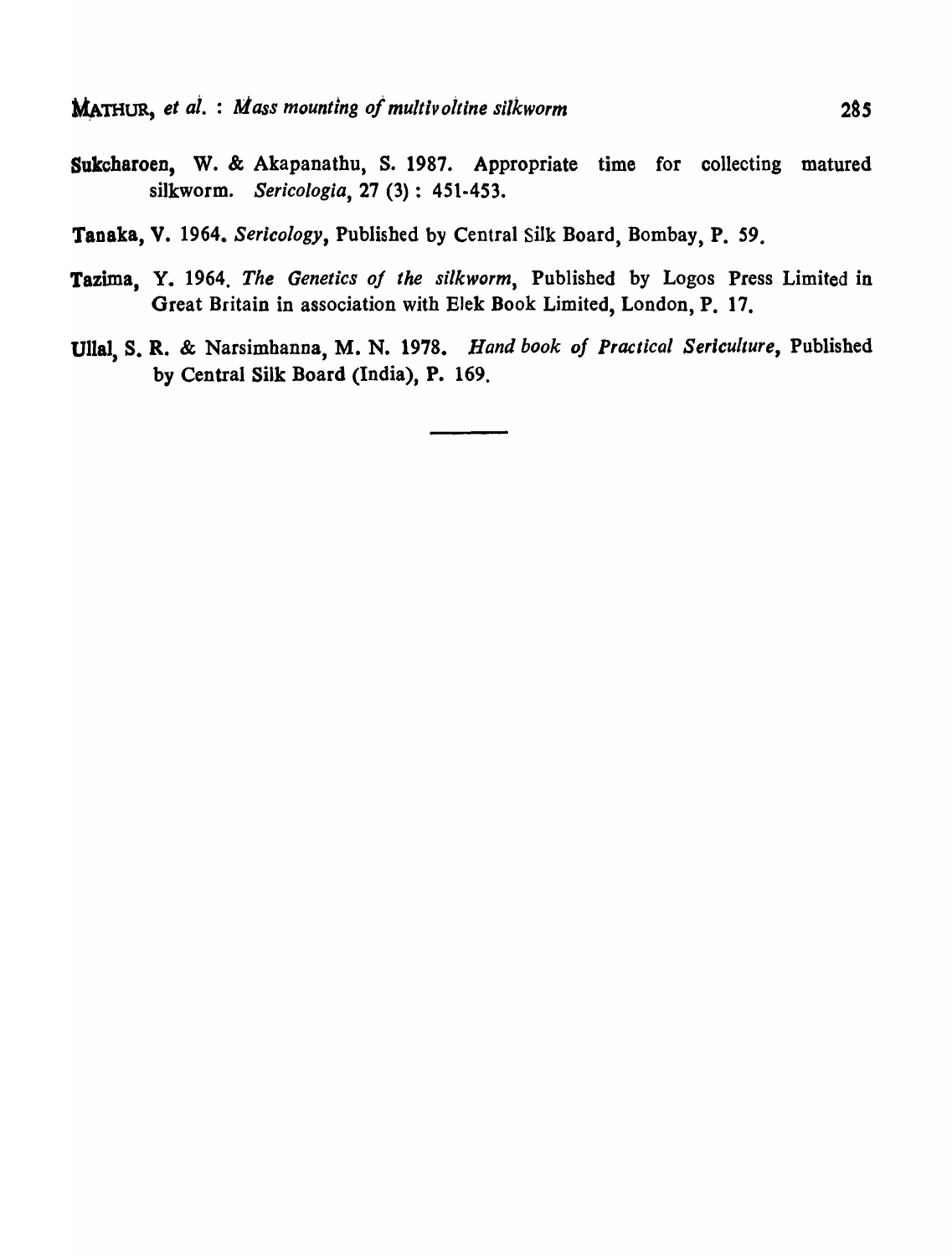**Sukcharoen,** W. & Akapanathu, S. 1987. Appropriate time for collecting matured silkworm. *Sericologia*, 27 (3) : 451-453.

**Tanaka,** V. 1964. *Sericology*, Published by Central Silk Board, Bombay, P. 59.

**Tazima,** Y. 1964. *The Genetics of the silkworm*, Published by Logos Press Limited in Great Britain in association with Elek Book Limited, London, P. 17.

**Ullal,** S. R. & Narsimhanna, M. N. 1978. *Hand book of Practical Sericulture*, Published by Central Silk Board (India), P. 169.